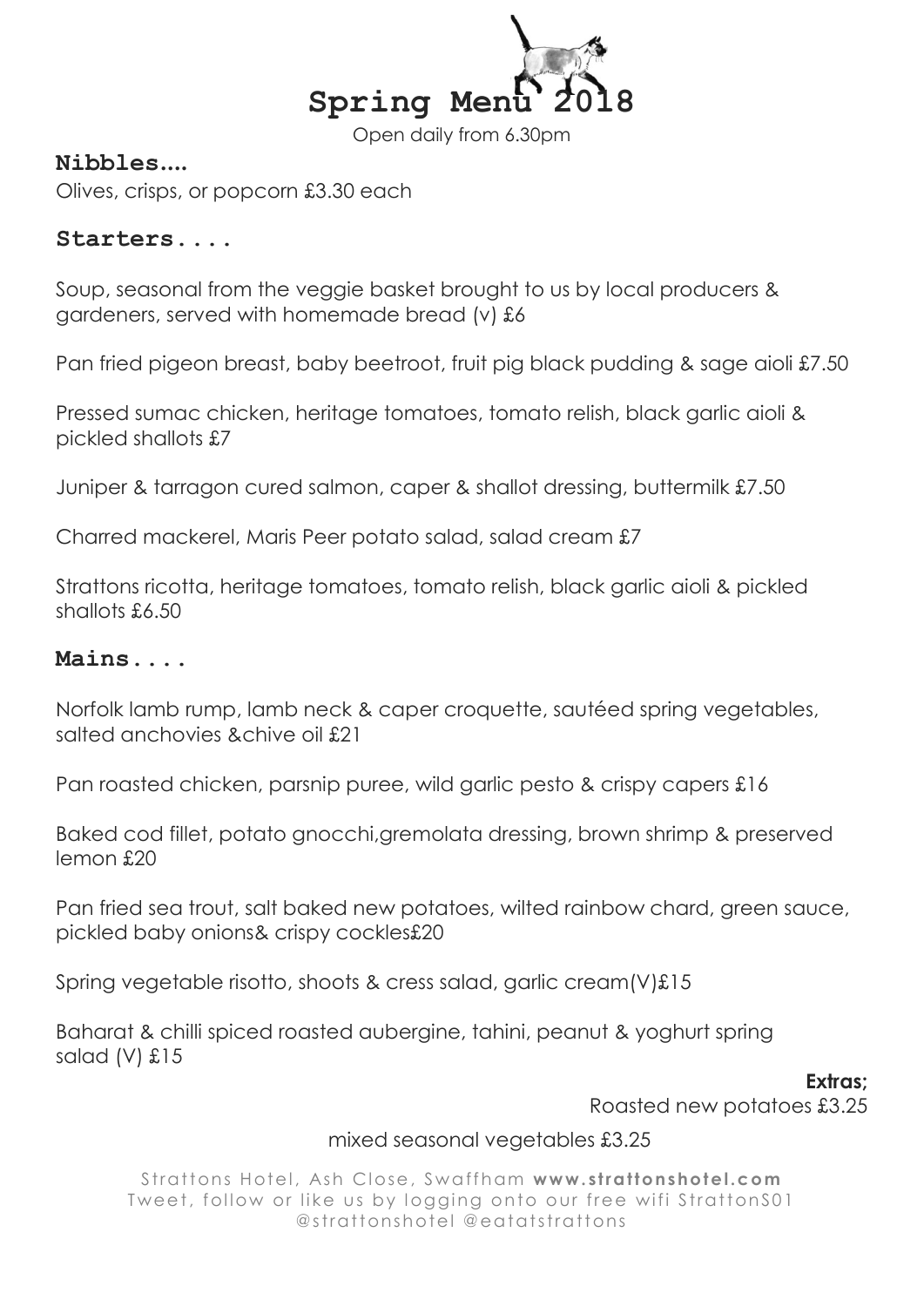# Spring Menu 2018

Open daily from 6.30pm

## Nibbles....

Olives, crisps, or popcorn £3.30 each

## Starters....

Soup, seasonal from the veggie basket brought to us by local producers & gardeners, served with homemade bread (v) £6

Pan fried pigeon breast, baby beetroot, fruit pig black pudding & sage aioli £7.50

Pressed sumac chicken, heritage tomatoes, tomato relish, black garlic aioli & pickled shallots £7

Juniper & tarragon cured salmon, caper & shallot dressing, buttermilk £7.50

Charred mackerel, Maris Peer potato salad, salad cream £7

Strattons ricotta, heritage tomatoes, tomato relish, black garlic aioli & pickled shallots £6.50

## Mains....

Norfolk lamb rump, lamb neck & caper croquette, sautéed spring vegetables, salted anchovies &chive oil £21

Pan roasted chicken, parsnip puree, wild garlic pesto & crispy capers £16

Baked cod fillet, potato gnocchi,gremolata dressing, brown shrimp & preserved lemon £20

Pan fried sea trout, salt baked new potatoes, wilted rainbow chard, green sauce, pickled baby onions& crispy cockles£20

Spring vegetable risotto, shoots & cress salad, garlic cream(V)£15

Baharat & chilli spiced roasted aubergine, tahini, peanut & yoghurt spring salad (V) £15

**Extras;**

Roasted new potatoes £3.25

mixed seasonal vegetables £3.25

Strattons Hotel, Ash Close, Swaffham **www.strattonshotel.com**
Tweet, follow or like us by logging onto our free wifi StrattonS01
@strattonshotel @eatatstrattons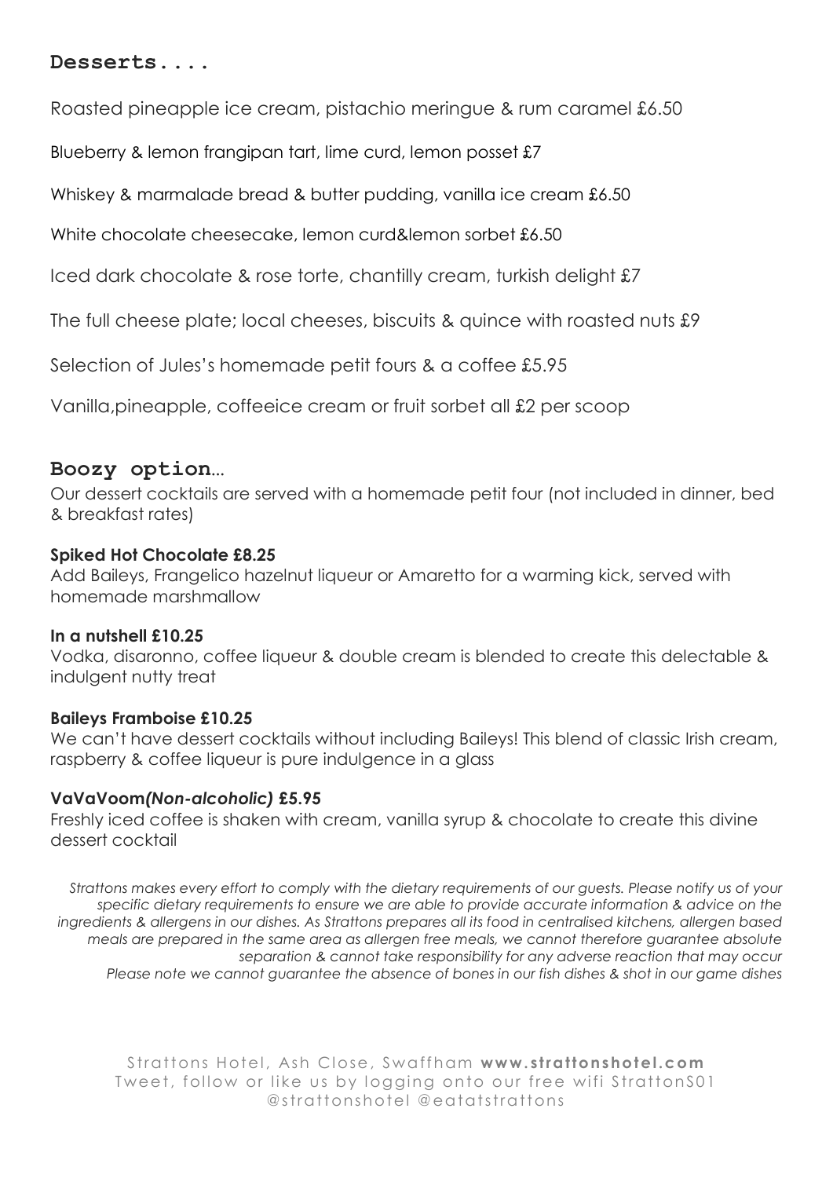## Desserts....

Roasted pineapple ice cream, pistachio meringue & rum caramel £6.50

Blueberry & lemon frangipan tart, lime curd, lemon posset £7

Whiskey & marmalade bread & butter pudding, vanilla ice cream £6.50

White chocolate cheesecake, lemon curd&lemon sorbet £6.50

Iced dark chocolate & rose torte, chantilly cream, turkish delight £7

The full cheese plate; local cheeses, biscuits & quince with roasted nuts £9

Selection of Jules's homemade petit fours & a coffee £5.95

Vanilla,pineapple, coffeeice cream or fruit sorbet all £2 per scoop

## Boozy option...

Our dessert cocktails are served with a homemade petit four (not included in dinner, bed & breakfast rates)

**Spiked Hot Chocolate £8.25**
Add Baileys, Frangelico hazelnut liqueur or Amaretto for a warming kick, served with homemade marshmallow

**In a nutshell £10.25**
Vodka, disaronno, coffee liqueur & double cream is blended to create this delectable & indulgent nutty treat

**Baileys Framboise £10.25**
We can't have dessert cocktails without including Baileys! This blend of classic Irish cream, raspberry & coffee liqueur is pure indulgence in a glass

**VaVaVoom*(Non-alcoholic)* £5.95**
Freshly iced coffee is shaken with cream, vanilla syrup & chocolate to create this divine dessert cocktail

*Strattons makes every effort to comply with the dietary requirements of our guests. Please notify us of your specific dietary requirements to ensure we are able to provide accurate information & advice on the ingredients & allergens in our dishes. As Strattons prepares all its food in centralised kitchens, allergen based meals are prepared in the same area as allergen free meals, we cannot therefore guarantee absolute separation & cannot take responsibility for any adverse reaction that may occur*
*Please note we cannot guarantee the absence of bones in our fish dishes & shot in our game dishes*

Strattons Hotel, Ash Close, Swaffham **www.strattonshotel.com**
Tweet, follow or like us by logging onto our free wifi StrattonS01
@strattonshotel @eatatstrattons